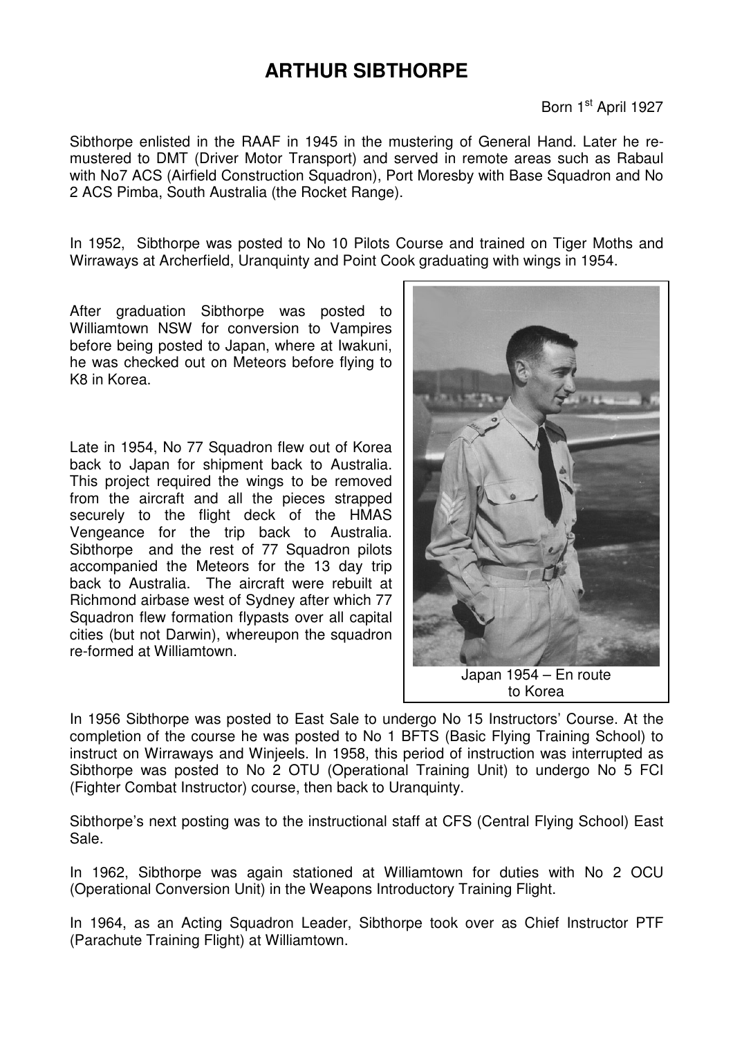# ARTHUR SIBTHORPE

Born 1st April 1927

Sibthorpe enlisted in the RAAF in 1945 in the mustering of General Hand. Later he re-mustered to DMT (Driver Motor Transport) and served in remote areas such as Rabaul with No7 ACS (Airfield Construction Squadron), Port Moresby with Base Squadron and No 2 ACS Pimba, South Australia (the Rocket Range).

In 1952, Sibthorpe was posted to No 10 Pilots Course and trained on Tiger Moths and Wirraways at Archerfield, Uranquinty and Point Cook graduating with wings in 1954.

After graduation Sibthorpe was posted to Williamtown NSW for conversion to Vampires before being posted to Japan, where at Iwakuni, he was checked out on Meteors before flying to K8 in Korea.

Late in 1954, No 77 Squadron flew out of Korea back to Japan for shipment back to Australia. This project required the wings to be removed from the aircraft and all the pieces strapped securely to the flight deck of the HMAS Vengeance for the trip back to Australia. Sibthorpe and the rest of 77 Squadron pilots accompanied the Meteors for the 13 day trip back to Australia. The aircraft were rebuilt at Richmond airbase west of Sydney after which 77 Squadron flew formation flypasts over all capital cities (but not Darwin), whereupon the squadron re-formed at Williamtown.

Japan 1954 – En route to Korea

In 1956 Sibthorpe was posted to East Sale to undergo No 15 Instructors' Course. At the completion of the course he was posted to No 1 BFTS (Basic Flying Training School) to instruct on Wirraways and Winjeels. In 1958, this period of instruction was interrupted as Sibthorpe was posted to No 2 OTU (Operational Training Unit) to undergo No 5 FCI (Fighter Combat Instructor) course, then back to Uranquinty.

Sibthorpe's next posting was to the instructional staff at CFS (Central Flying School) East Sale.

In 1962, Sibthorpe was again stationed at Williamtown for duties with No 2 OCU (Operational Conversion Unit) in the Weapons Introductory Training Flight.

In 1964, as an Acting Squadron Leader, Sibthorpe took over as Chief Instructor PTF (Parachute Training Flight) at Williamtown.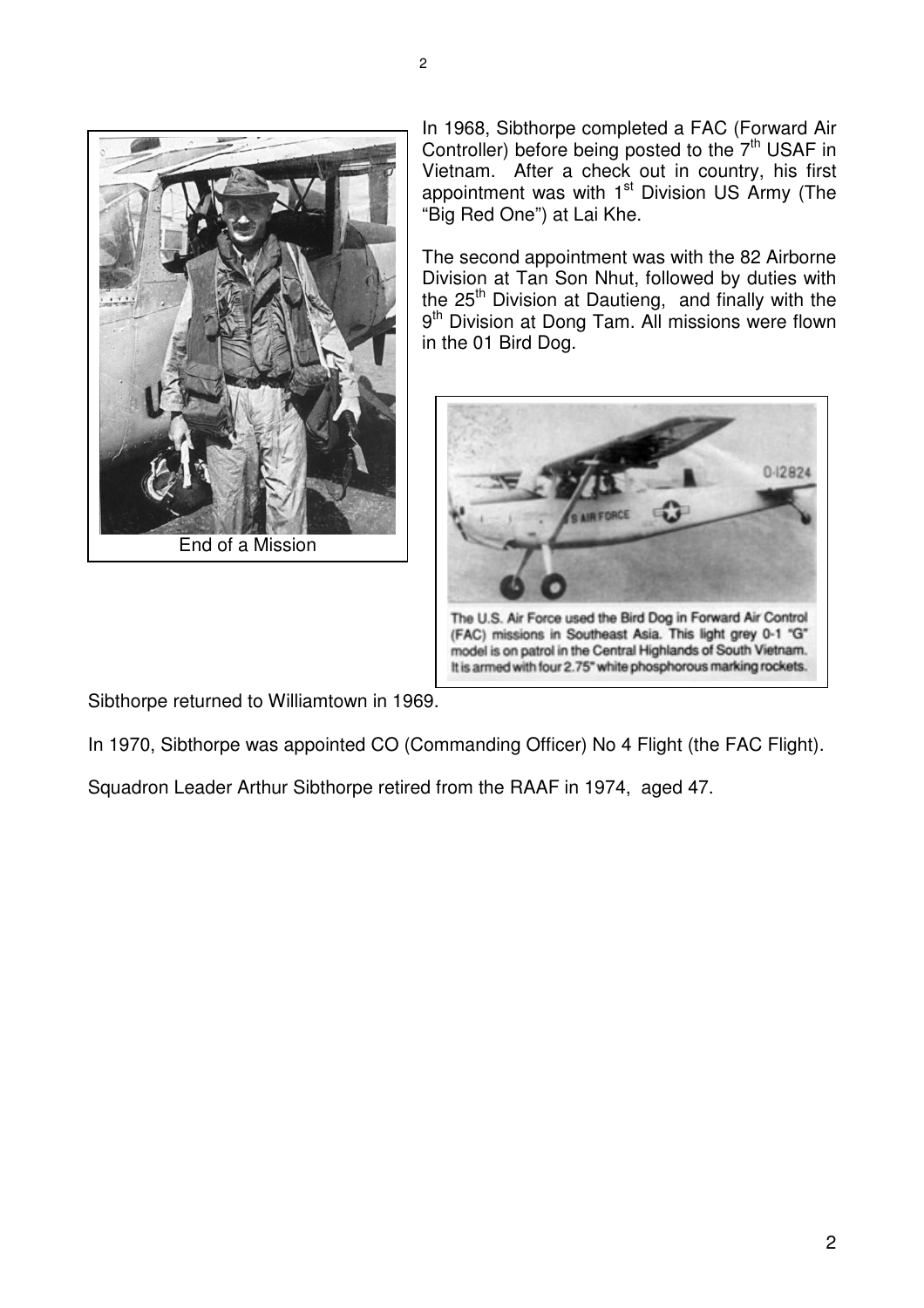End of a Mission

In 1968, Sibthorpe completed a FAC (Forward Air Controller) before being posted to the 7th USAF in Vietnam. After a check out in country, his first appointment was with 1st Division US Army (The "Big Red One") at Lai Khe.

The second appointment was with the 82 Airborne Division at Tan Son Nhut, followed by duties with the 25th Division at Dautieng, and finally with the 9th Division at Dong Tam. All missions were flown in the 01 Bird Dog.

The U.S. Air Force used the Bird Dog in Forward Air Control (FAC) missions in Southeast Asia. This light grey 0-1 "G" model is on patrol in the Central Highlands of South Vietnam. It is armed with four 2.75" white phosphorous marking rockets.

Sibthorpe returned to Williamtown in 1969.

In 1970, Sibthorpe was appointed CO (Commanding Officer) No 4 Flight (the FAC Flight).

Squadron Leader Arthur Sibthorpe retired from the RAAF in 1974, aged 47.